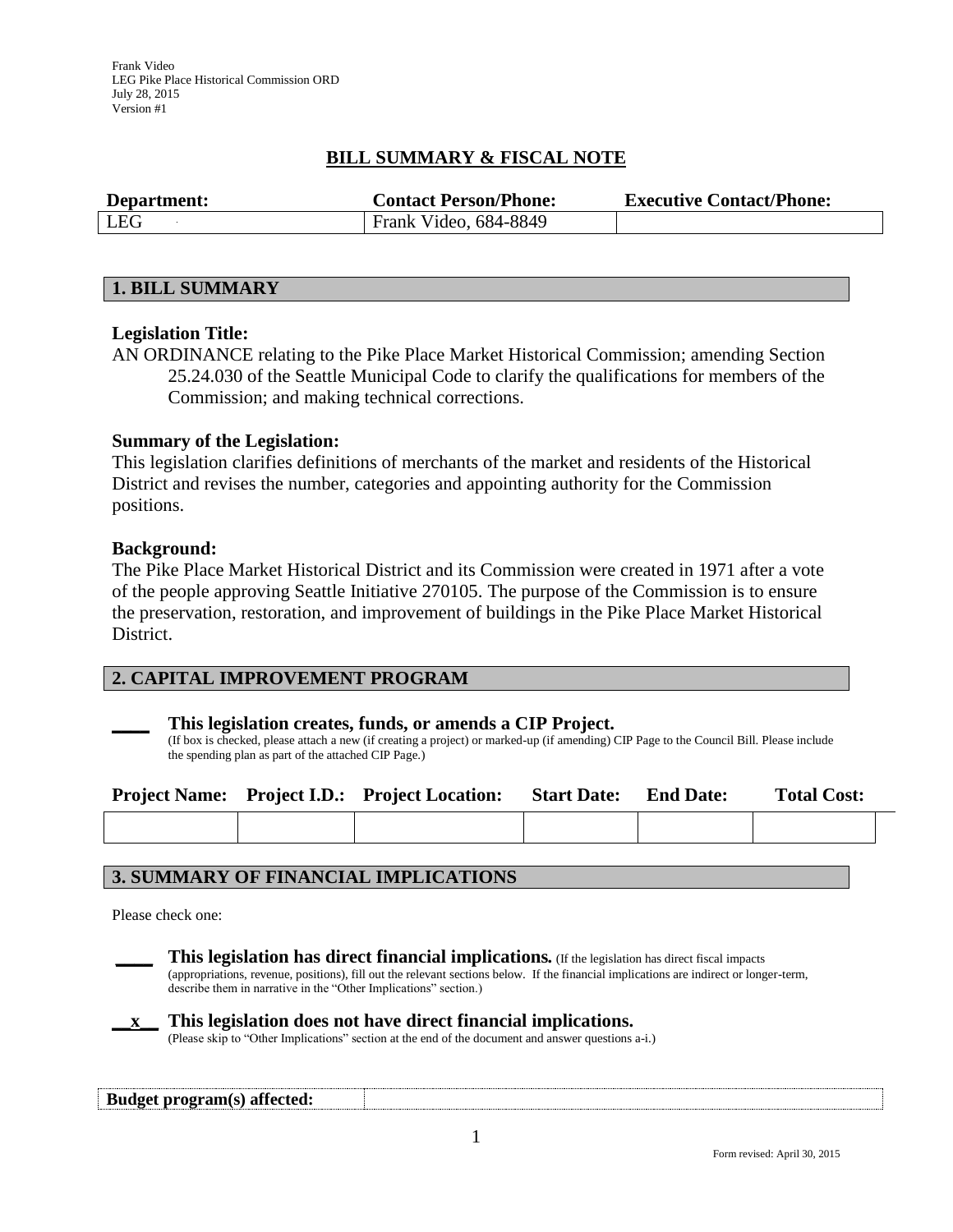Frank Video
LEG Pike Place Historical Commission ORD
July 28, 2015
Version #1

## BILL SUMMARY & FISCAL NOTE

| Department: | Contact Person/Phone: | Executive Contact/Phone: |
|---|---|---|
| LEG | Frank Video, 684-8849 | |

### 1. BILL SUMMARY

**Legislation Title:**

AN ORDINANCE relating to the Pike Place Market Historical Commission; amending Section 25.24.030 of the Seattle Municipal Code to clarify the qualifications for members of the Commission; and making technical corrections.

**Summary of the Legislation:**

This legislation clarifies definitions of merchants of the market and residents of the Historical District and revises the number, categories and appointing authority for the Commission positions.

**Background:**

The Pike Place Market Historical District and its Commission were created in 1971 after a vote of the people approving Seattle Initiative 270105. The purpose of the Commission is to ensure the preservation, restoration, and improvement of buildings in the Pike Place Market Historical District.

### 2. CAPITAL IMPROVEMENT PROGRAM

____ **This legislation creates, funds, or amends a CIP Project.**
(If box is checked, please attach a new (if creating a project) or marked-up (if amending) CIP Page to the Council Bill. Please include the spending plan as part of the attached CIP Page.)

| Project Name: | Project I.D.: | Project Location: | Start Date: | End Date: | Total Cost: |
|---|---|---|---|---|---|
| | | | | | |

### 3. SUMMARY OF FINANCIAL IMPLICATIONS

Please check one:

____ **This legislation has direct financial implications.** (If the legislation has direct fiscal impacts (appropriations, revenue, positions), fill out the relevant sections below. If the financial implications are indirect or longer-term, describe them in narrative in the "Other Implications" section.)

__x__ **This legislation does not have direct financial implications.**
(Please skip to "Other Implications" section at the end of the document and answer questions a-i.)

| Budget program(s) affected: | |
|---|---|

Form revised: April 30, 2015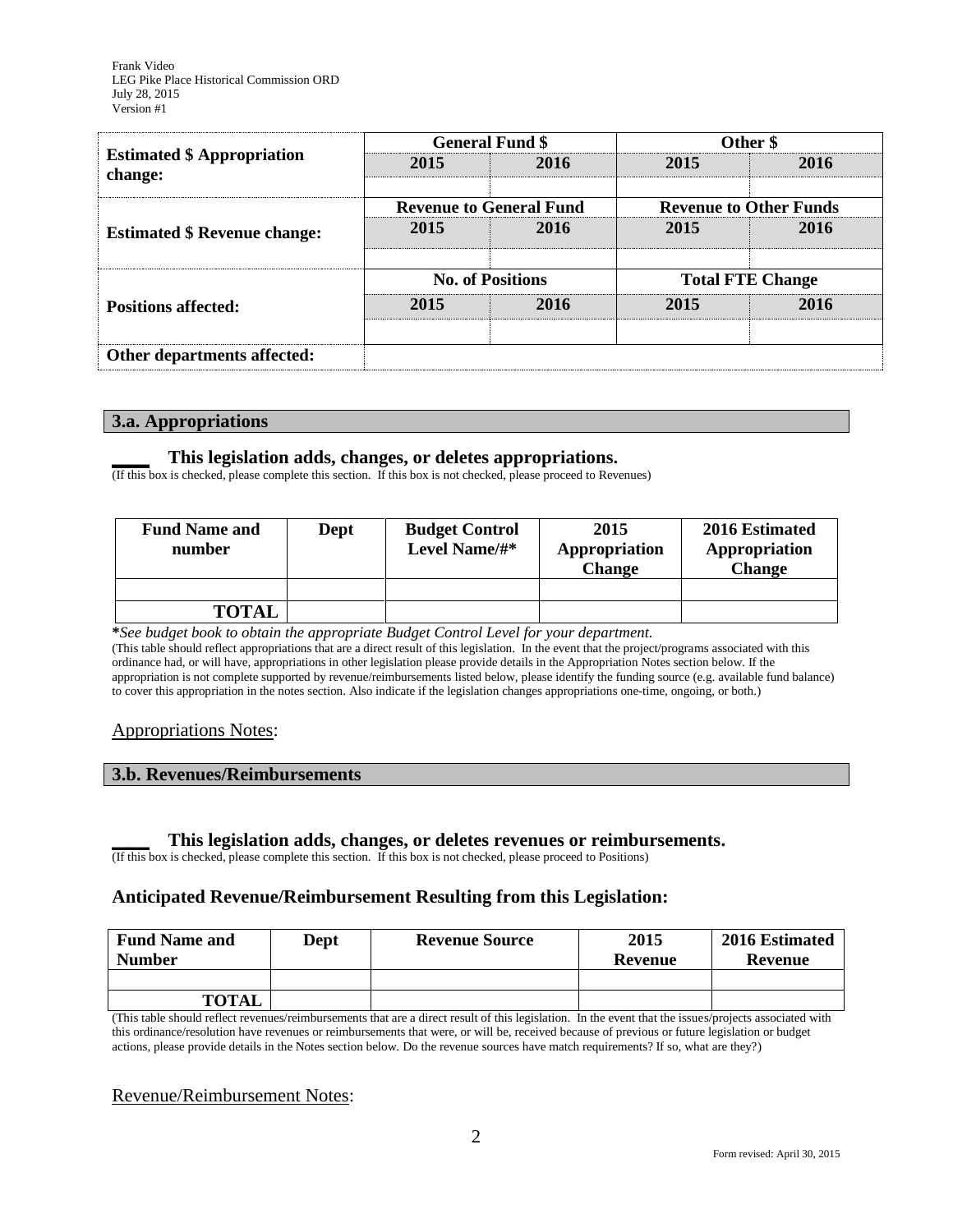| | General Fund $ | | Other $ | |
|---|---|---|---|---|
| **Estimated $ Appropriation change:** | **2015** | **2016** | **2015** | **2016** |
| | | | | |
| | **Revenue to General Fund** | | **Revenue to Other Funds** | |
| **Estimated $ Revenue change:** | **2015** | **2016** | **2015** | **2016** |
| | | | | |
| | **No. of Positions** | | **Total FTE Change** | |
| **Positions affected:** | **2015** | **2016** | **2015** | **2016** |
| | | | | |
| **Other departments affected:** | | | | |

## 3.a. Appropriations

**____ This legislation adds, changes, or deletes appropriations.**

(If this box is checked, please complete this section. If this box is not checked, please proceed to Revenues)

| Fund Name and number | Dept | Budget Control Level Name/#* | 2015 Appropriation Change | 2016 Estimated Appropriation Change |
|---|---|---|---|---|
| | | | | |
| **TOTAL** | | | | |

**\***_See budget book to obtain the appropriate Budget Control Level for your department._

(This table should reflect appropriations that are a direct result of this legislation. In the event that the project/programs associated with this ordinance had, or will have, appropriations in other legislation please provide details in the Appropriation Notes section below. If the appropriation is not complete supported by revenue/reimbursements listed below, please identify the funding source (e.g. available fund balance) to cover this appropriation in the notes section. Also indicate if the legislation changes appropriations one-time, ongoing, or both.)

Appropriations Notes:

## 3.b. Revenues/Reimbursements

**____ This legislation adds, changes, or deletes revenues or reimbursements.**

(If this box is checked, please complete this section. If this box is not checked, please proceed to Positions)

### Anticipated Revenue/Reimbursement Resulting from this Legislation:

| Fund Name and Number | Dept | Revenue Source | 2015 Revenue | 2016 Estimated Revenue |
|---|---|---|---|---|
| | | | | |
| **TOTAL** | | | | |

(This table should reflect revenues/reimbursements that are a direct result of this legislation. In the event that the issues/projects associated with this ordinance/resolution have revenues or reimbursements that were, or will be, received because of previous or future legislation or budget actions, please provide details in the Notes section below. Do the revenue sources have match requirements? If so, what are they?)

Revenue/Reimbursement Notes: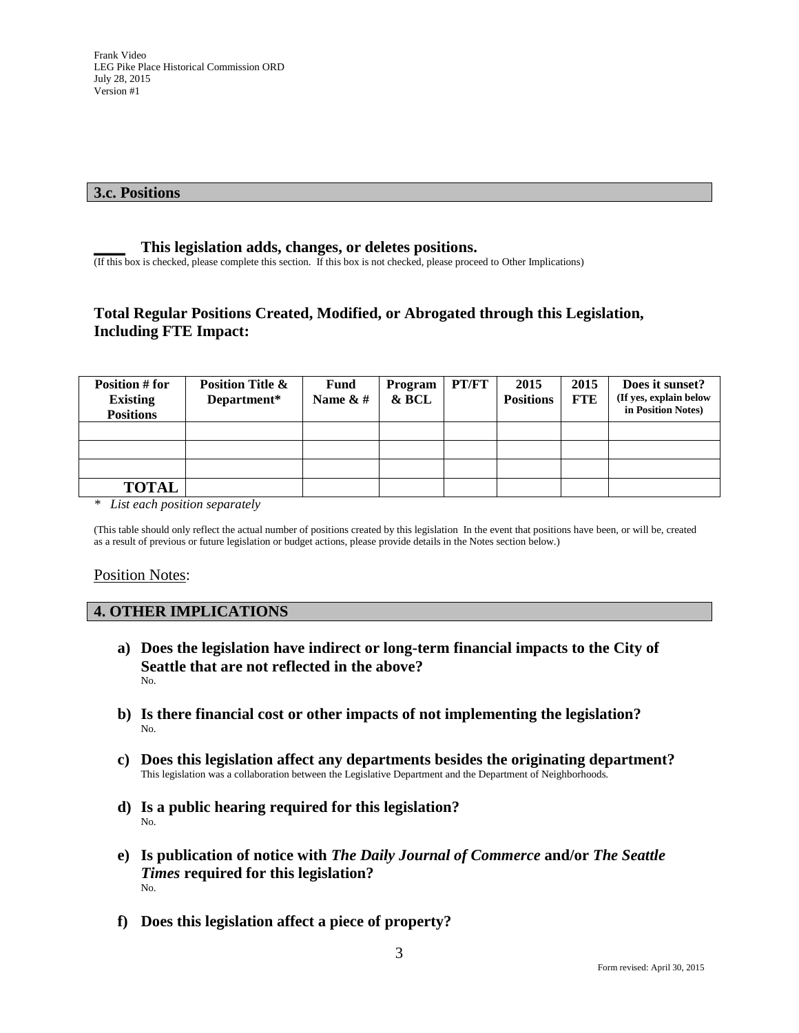Frank Video
LEG Pike Place Historical Commission ORD
July 28, 2015
Version #1

## 3.c. Positions

**____ This legislation adds, changes, or deletes positions.**
(If this box is checked, please complete this section. If this box is not checked, please proceed to Other Implications)

### Total Regular Positions Created, Modified, or Abrogated through this Legislation, Including FTE Impact:

| Position # for Existing Positions | Position Title & Department* | Fund Name & # | Program & BCL | PT/FT | 2015 Positions | 2015 FTE | Does it sunset? (If yes, explain below in Position Notes) |
|---|---|---|---|---|---|---|---|
| | | | | | | | |
| | | | | | | | |
| | | | | | | | |
| **TOTAL** | | | | | | | |

\* *List each position separately*

(This table should only reflect the actual number of positions created by this legislation In the event that positions have been, or will be, created as a result of previous or future legislation or budget actions, please provide details in the Notes section below.)

Position Notes:

## 4. OTHER IMPLICATIONS

a) **Does the legislation have indirect or long-term financial impacts to the City of Seattle that are not reflected in the above?**
No.

b) **Is there financial cost or other impacts of not implementing the legislation?**
No.

c) **Does this legislation affect any departments besides the originating department?**
This legislation was a collaboration between the Legislative Department and the Department of Neighborhoods.

d) **Is a public hearing required for this legislation?**
No.

e) **Is publication of notice with *The Daily Journal of Commerce* and/or *The Seattle Times* required for this legislation?**
No.

f) **Does this legislation affect a piece of property?**

Form revised: April 30, 2015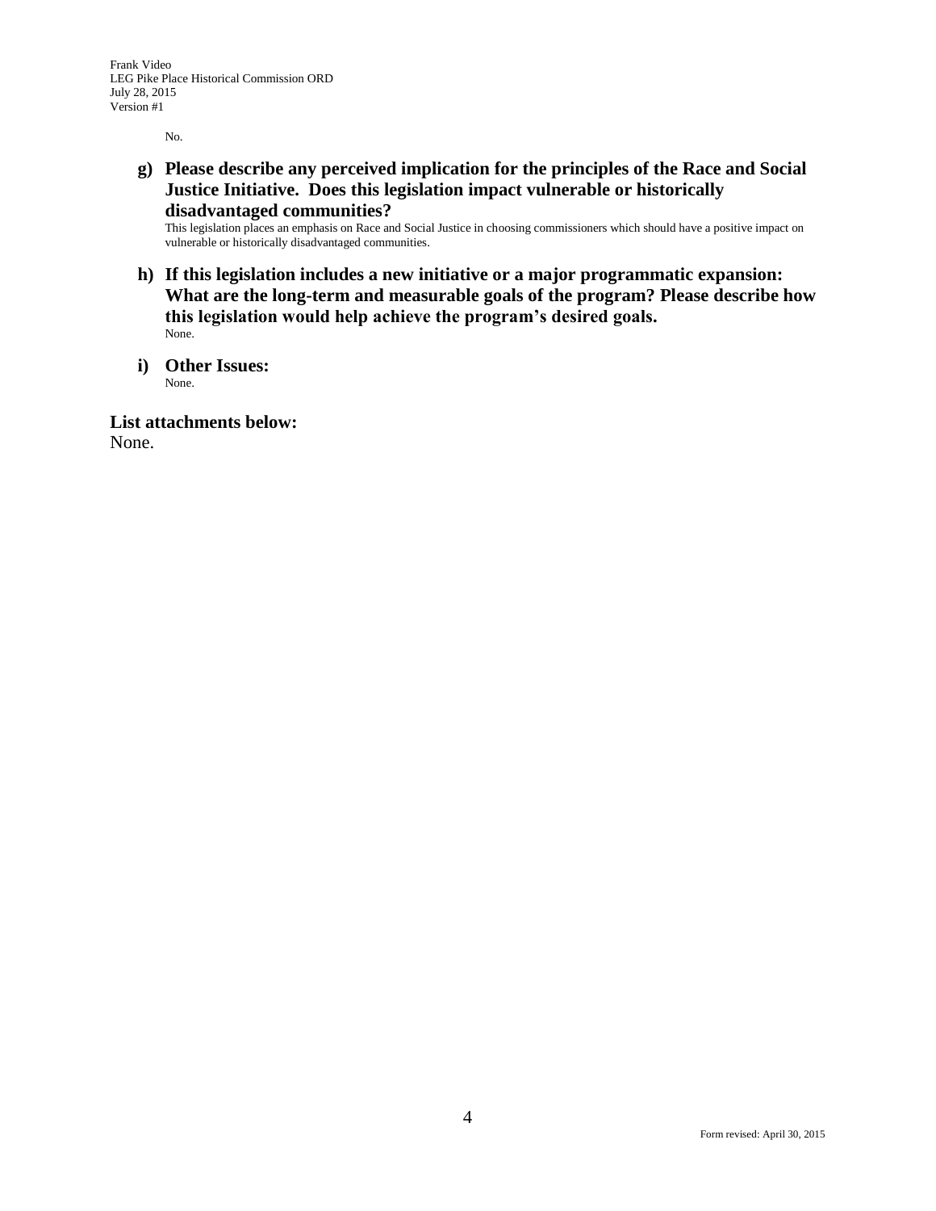No.

**g) Please describe any perceived implication for the principles of the Race and Social Justice Initiative. Does this legislation impact vulnerable or historically disadvantaged communities?**

This legislation places an emphasis on Race and Social Justice in choosing commissioners which should have a positive impact on vulnerable or historically disadvantaged communities.

**h) If this legislation includes a new initiative or a major programmatic expansion: What are the long-term and measurable goals of the program? Please describe how this legislation would help achieve the program's desired goals.**

None.

**i) Other Issues:**

None.

**List attachments below:**

None.